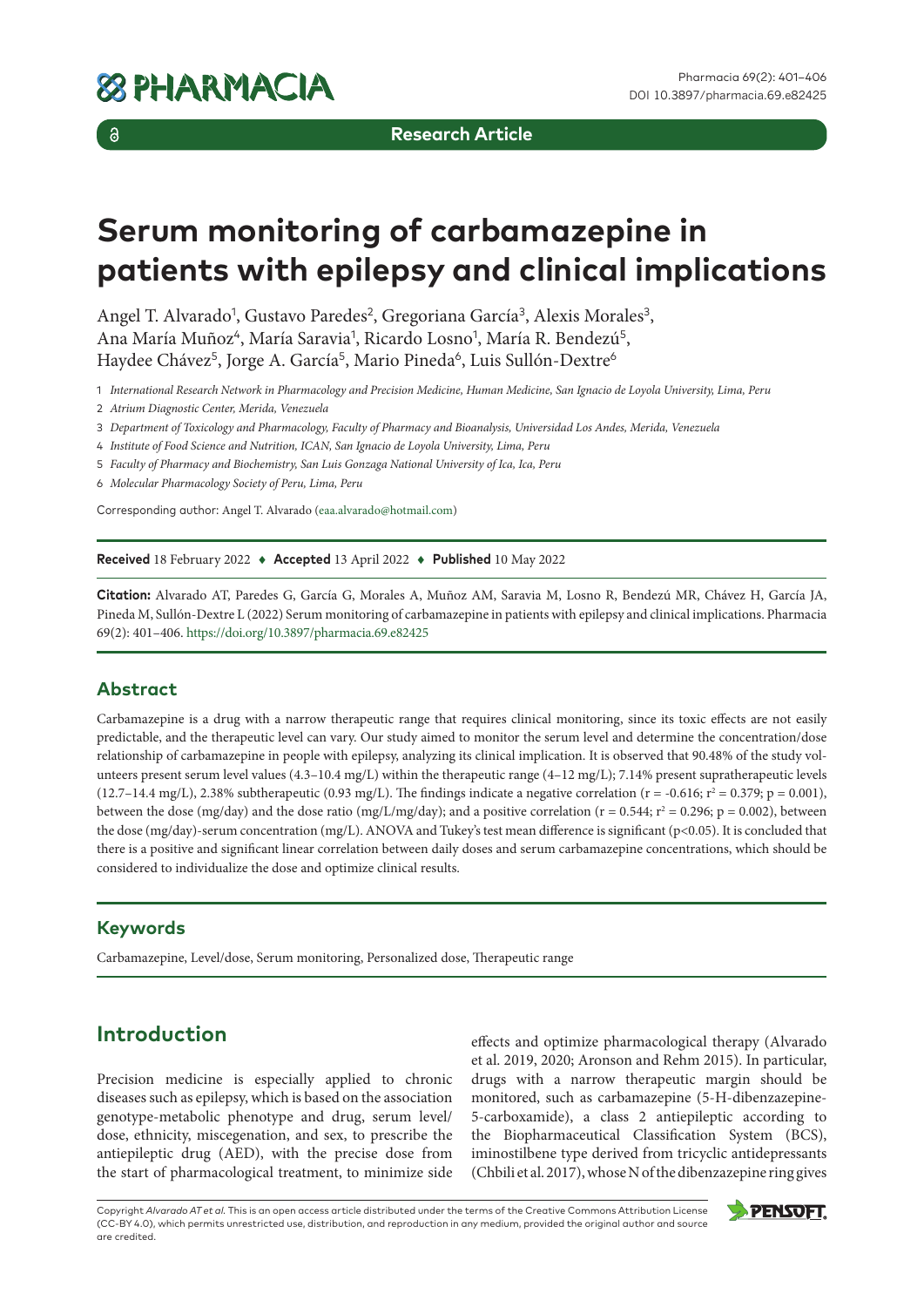Research Article

# Serum monitoring of carbamazepine in patients with epilepsy and clinical implications

Angel T. Alvarado[1], Gustavo Paredes[2], Gregoriana García[3], Alexis Morales[3], Ana María Muñoz[4], María Saravia[1], Ricardo Losno[1], María R. Bendezú[5], Haydee Chávez[5], Jorge A. García[5], Mario Pineda[6], Luis Sullón-Dextre[6]

1 *International Research Network in Pharmacology and Precision Medicine, Human Medicine, San Ignacio de Loyola University, Lima, Peru*

2 *Atrium Diagnostic Center, Merida, Venezuela*

3 *Department of Toxicology and Pharmacology, Faculty of Pharmacy and Bioanalysis, Universidad Los Andes, Merida, Venezuela*

4 *Institute of Food Science and Nutrition, ICAN, San Ignacio de Loyola University, Lima, Peru*

5 *Faculty of Pharmacy and Biochemistry, San Luis Gonzaga National University of Ica, Ica, Peru*

6 *Molecular Pharmacology Society of Peru, Lima, Peru*

Corresponding author: Angel T. Alvarado (eaa.alvarado@hotmail.com)

**Received** 18 February 2022 ♦ **Accepted** 13 April 2022 ♦ **Published** 10 May 2022

**Citation:** Alvarado AT, Paredes G, García G, Morales A, Muñoz AM, Saravia M, Losno R, Bendezú MR, Chávez H, García JA, Pineda M, Sullón-Dextre L (2022) Serum monitoring of carbamazepine in patients with epilepsy and clinical implications. Pharmacia 69(2): 401–406. https://doi.org/10.3897/pharmacia.69.e82425

## Abstract

Carbamazepine is a drug with a narrow therapeutic range that requires clinical monitoring, since its toxic effects are not easily predictable, and the therapeutic level can vary. Our study aimed to monitor the serum level and determine the concentration/dose relationship of carbamazepine in people with epilepsy, analyzing its clinical implication. It is observed that 90.48% of the study volunteers present serum level values (4.3–10.4 mg/L) within the therapeutic range (4–12 mg/L); 7.14% present supratherapeutic levels (12.7–14.4 mg/L), 2.38% subtherapeutic (0.93 mg/L). The findings indicate a negative correlation ($r = -0.616$; $r^2 = 0.379$; $p = 0.001$), between the dose (mg/day) and the dose ratio (mg/L/mg/day); and a positive correlation ($r = 0.544$; $r^2 = 0.296$; $p = 0.002$), between the dose (mg/day)-serum concentration (mg/L). ANOVA and Tukey's test mean difference is significant ($p<0.05$). It is concluded that there is a positive and significant linear correlation between daily doses and serum carbamazepine concentrations, which should be considered to individualize the dose and optimize clinical results.

## Keywords

Carbamazepine, Level/dose, Serum monitoring, Personalized dose, Therapeutic range

## Introduction

Precision medicine is especially applied to chronic diseases such as epilepsy, which is based on the association genotype-metabolic phenotype and drug, serum level/dose, ethnicity, miscegenation, and sex, to prescribe the antiepileptic drug (AED), with the precise dose from the start of pharmacological treatment, to minimize side effects and optimize pharmacological therapy (Alvarado et al. 2019, 2020; Aronson and Rehm 2015). In particular, drugs with a narrow therapeutic margin should be monitored, such as carbamazepine (5-H-dibenzazepine-5-carboxamide), a class 2 antiepileptic according to the Biopharmaceutical Classification System (BCS), iminostilbene type derived from tricyclic antidepressants (Chbili et al. 2017), whose N of the dibenzazepine ring gives

Copyright *Alvarado AT et al.* This is an open access article distributed under the terms of the Creative Commons Attribution License (CC-BY 4.0), which permits unrestricted use, distribution, and reproduction in any medium, provided the original author and source are credited.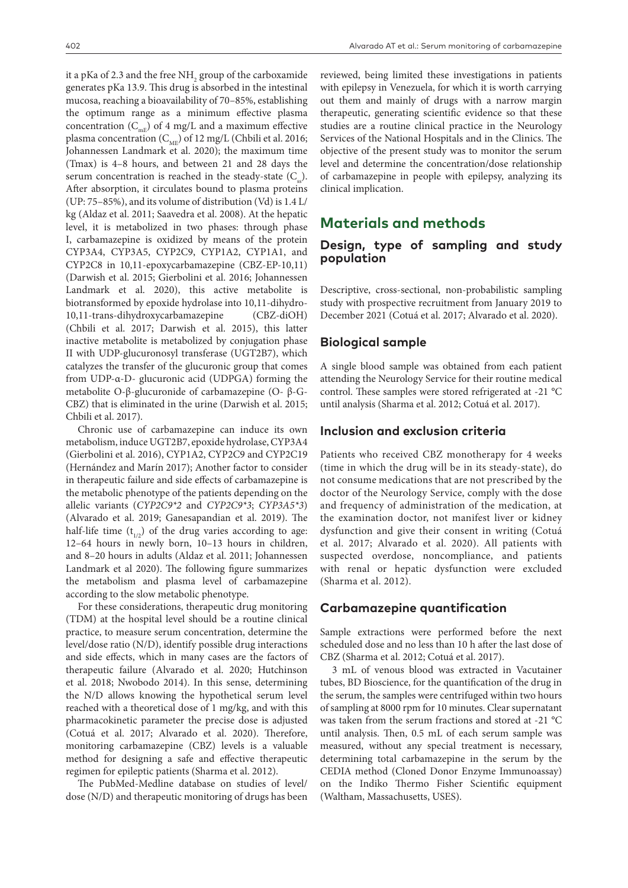it a pKa of 2.3 and the free $NH_2$ group of the carboxamide generates pKa 13.9. This drug is absorbed in the intestinal mucosa, reaching a bioavailability of 70–85%, establishing the optimum range as a minimum effective plasma concentration ($C_{mE}$) of 4 mg/L and a maximum effective plasma concentration ($C_{ME}$) of 12 mg/L (Chbili et al. 2016; Johannessen Landmark et al. 2020); the maximum time (Tmax) is 4–8 hours, and between 21 and 28 days the serum concentration is reached in the steady-state ($C_{ss}$). After absorption, it circulates bound to plasma proteins (UP: 75–85%), and its volume of distribution (Vd) is 1.4 L/kg (Aldaz et al. 2011; Saavedra et al. 2008). At the hepatic level, it is metabolized in two phases: through phase I, carbamazepine is oxidized by means of the protein CYP3A4, CYP3A5, CYP2C9, CYP1A2, CYP1A1, and CYP2C8 in 10,11-epoxycarbamazepine (CBZ-EP-10,11) (Darwish et al. 2015; Gierbolini et al. 2016; Johannessen Landmark et al. 2020), this active metabolite is biotransformed by epoxide hydrolase into 10,11-dihydro-10,11-trans-dihydroxycarbamazepine (CBZ-diOH) (Chbili et al. 2017; Darwish et al. 2015), this latter inactive metabolite is metabolized by conjugation phase II with UDP-glucuronosyl transferase (UGT2B7), which catalyzes the transfer of the glucuronic group that comes from UDP-α-D- glucuronic acid (UDPGA) forming the metabolite O-β-glucuronide of carbamazepine (O- β-G-CBZ) that is eliminated in the urine (Darwish et al. 2015; Chbili et al. 2017).

Chronic use of carbamazepine can induce its own metabolism, induce UGT2B7, epoxide hydrolase, CYP3A4 (Gierbolini et al. 2016), CYP1A2, CYP2C9 and CYP2C19 (Hernández and Marín 2017); Another factor to consider in therapeutic failure and side effects of carbamazepine is the metabolic phenotype of the patients depending on the allelic variants (*CYP2C9\*2* and *CYP2C9\*3*; *CYP3A5\*3*) (Alvarado et al. 2019; Ganesapandian et al. 2019). The half-life time ($t_{1/2}$) of the drug varies according to age: 12–64 hours in newly born, 10–13 hours in children, and 8–20 hours in adults (Aldaz et al. 2011; Johannessen Landmark et al 2020). The following figure summarizes the metabolism and plasma level of carbamazepine according to the slow metabolic phenotype.

For these considerations, therapeutic drug monitoring (TDM) at the hospital level should be a routine clinical practice, to measure serum concentration, determine the level/dose ratio (N/D), identify possible drug interactions and side effects, which in many cases are the factors of therapeutic failure (Alvarado et al. 2020; Hutchinson et al. 2018; Nwobodo 2014). In this sense, determining the N/D allows knowing the hypothetical serum level reached with a theoretical dose of 1 mg/kg, and with this pharmacokinetic parameter the precise dose is adjusted (Cotuá et al. 2017; Alvarado et al. 2020). Therefore, monitoring carbamazepine (CBZ) levels is a valuable method for designing a safe and effective therapeutic regimen for epileptic patients (Sharma et al. 2012).

The PubMed-Medline database on studies of level/dose (N/D) and therapeutic monitoring of drugs has been reviewed, being limited these investigations in patients with epilepsy in Venezuela, for which it is worth carrying out them and mainly of drugs with a narrow margin therapeutic, generating scientific evidence so that these studies are a routine clinical practice in the Neurology Services of the National Hospitals and in the Clinics. The objective of the present study was to monitor the serum level and determine the concentration/dose relationship of carbamazepine in people with epilepsy, analyzing its clinical implication.

## Materials and methods

### Design, type of sampling and study population

Descriptive, cross-sectional, non-probabilistic sampling study with prospective recruitment from January 2019 to December 2021 (Cotuá et al. 2017; Alvarado et al. 2020).

### Biological sample

A single blood sample was obtained from each patient attending the Neurology Service for their routine medical control. These samples were stored refrigerated at -21 °C until analysis (Sharma et al. 2012; Cotuá et al. 2017).

### Inclusion and exclusion criteria

Patients who received CBZ monotherapy for 4 weeks (time in which the drug will be in its steady-state), do not consume medications that are not prescribed by the doctor of the Neurology Service, comply with the dose and frequency of administration of the medication, at the examination doctor, not manifest liver or kidney dysfunction and give their consent in writing (Cotuá et al. 2017; Alvarado et al. 2020). All patients with suspected overdose, noncompliance, and patients with renal or hepatic dysfunction were excluded (Sharma et al. 2012).

### Carbamazepine quantification

Sample extractions were performed before the next scheduled dose and no less than 10 h after the last dose of CBZ (Sharma et al. 2012; Cotuá et al. 2017).

3 mL of venous blood was extracted in Vacutainer tubes, BD Bioscience, for the quantification of the drug in the serum, the samples were centrifuged within two hours of sampling at 8000 rpm for 10 minutes. Clear supernatant was taken from the serum fractions and stored at -21 °C until analysis. Then, 0.5 mL of each serum sample was measured, without any special treatment is necessary, determining total carbamazepine in the serum by the CEDIA method (Cloned Donor Enzyme Immunoassay) on the Indiko Thermo Fisher Scientific equipment (Waltham, Massachusetts, USES).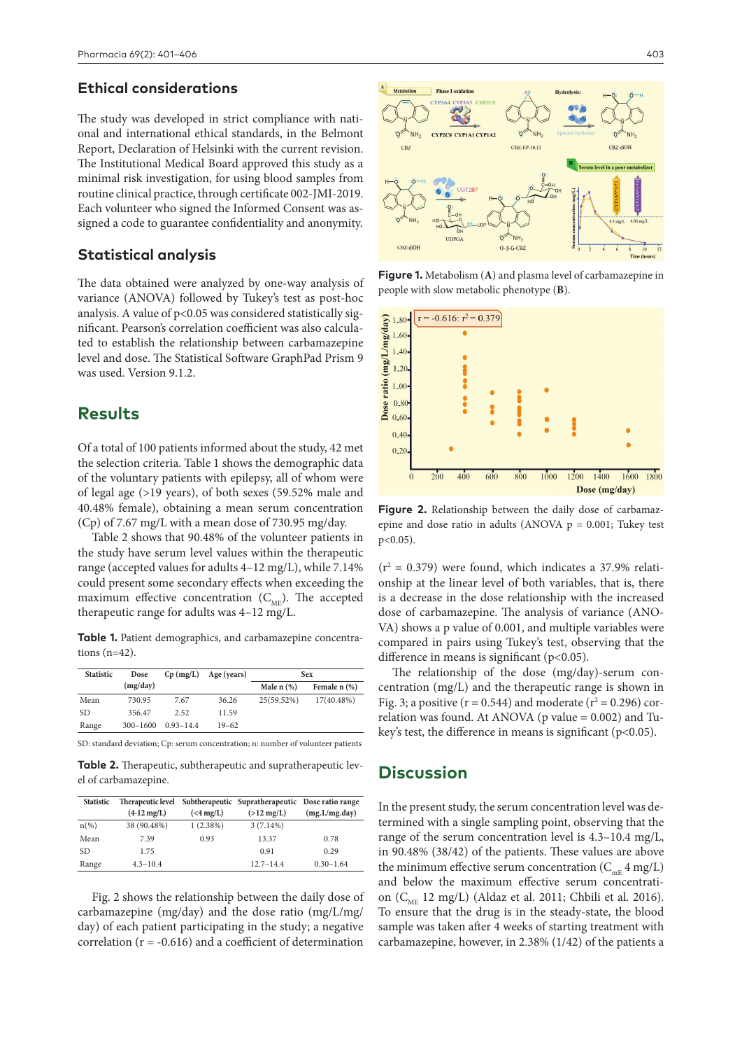## Ethical considerations

The study was developed in strict compliance with national and international ethical standards, in the Belmont Report, Declaration of Helsinki with the current revision. The Institutional Ethical Board approved this study as a minimal risk investigation, for using blood samples from routine clinical practice, through certificate 002-JMI-2019. Each volunteer who signed the Informed Consent was assigned a code to guarantee confidentiality and anonymity.

## Statistical analysis

The data obtained were analyzed by one-way analysis of variance (ANOVA) followed by Tukey's test as post-hoc analysis. A value of $p<0.05$ was considered statistically significant. Pearson's correlation coefficient was also calculated to establish the relationship between carbamazepine level and dose. The Statistical Software GraphPad Prism 9 was used. Version 9.1.2.

# Results

Of a total of 100 patients informed about the study, 42 met the selection criteria. Table 1 shows the demographic data of the voluntary patients with epilepsy, of whom were of legal age (>19 years), of both sexes (59.52% male and 40.48% female), obtaining a mean serum concentration (Cp) of 7.67 mg/L with a mean dose of 730.95 mg/day.

Table 2 shows that 90.48% of the volunteer patients in the study have serum level values within the therapeutic range (accepted values for adults 4–12 mg/L), while 7.14% could present some secondary effects when exceeding the maximum effective concentration ($C_{ME}$). The accepted therapeutic range for adults was 4–12 mg/L.

**Table 1.** Patient demographics, and carbamazepine concentrations (n=42).

| Statistic | Dose (mg/day) | Cp (mg/L) | Age (years) | Sex | |
|---|---|---|---|---|---|
| | | | | Male n (%) | Female n (%) |
| Mean | 730.95 | 7.67 | 36.26 | 25(59.52%) | 17(40.48%) |
| SD | 356.47 | 2.52 | 11.59 | | |
| Range | 300–1600 | 0.93–14.4 | 19–62 | | |

SD: standard deviation; Cp: serum concentration; n: number of volunteer patients

**Table 2.** Therapeutic, subtherapeutic and supratherapeutic level of carbamazepine.

| Statistic | Therapeutic level (4-12 mg/L) | Subtherapeutic (<4 mg/L) | Supratherapeutic (>12 mg/L) | Dose ratio range (mg.L/mg.day) |
|---|---|---|---|---|
| n(%) | 38 (90.48%) | 1 (2.38%) | 3 (7.14%) | |
| Mean | 7.39 | 0.93 | 13.37 | 0.78 |
| SD | 1.75 | | 0.91 | 0.29 |
| Range | 4.3–10.4 | | 12.7–14.4 | 0.30–1.64 |

Fig. 2 shows the relationship between the daily dose of carbamazepine (mg/day) and the dose ratio (mg/L/mg/day) of each patient participating in the study; a negative correlation ($r = -0.616$) and a coefficient of determination ($r^2 = 0.379$) were found, which indicates a 37.9% relationship at the linear level of both variables, that is, there is a decrease in the dose relationship with the increased dose of carbamazepine. The analysis of variance (ANOVA) shows a p value of 0.001, and multiple variables were compared in pairs using Tukey's test, observing that the difference in means is significant ($p<0.05$).

The relationship of the dose (mg/day)-serum concentration (mg/L) and the therapeutic range is shown in Fig. 3; a positive ($r = 0.544$) and moderate ($r^2 = 0.296$) correlation was found. At ANOVA (p value = 0.002) and Tukey's test, the difference in means is significant ($p<0.05$).

**Figure 1.** Metabolism (**A**) and plasma level of carbamazepine in people with slow metabolic phenotype (**B**).

**Figure 2.** Relationship between the daily dose of carbamazepine and dose ratio in adults (ANOVA p = 0.001; Tukey test $p<0.05$).

# Discussion

In the present study, the serum concentration level was determined with a single sampling point, observing that the range of the serum concentration level is 4.3–10.4 mg/L, in 90.48% (38/42) of the patients. These values are above the minimum effective serum concentration ($C_{mE}$ 4 mg/L) and below the maximum effective serum concentration ($C_{ME}$ 12 mg/L) (Aldaz et al. 2011; Chbili et al. 2016). To ensure that the drug is in the steady-state, the blood sample was taken after 4 weeks of starting treatment with carbamazepine, however, in 2.38% (1/42) of the patients a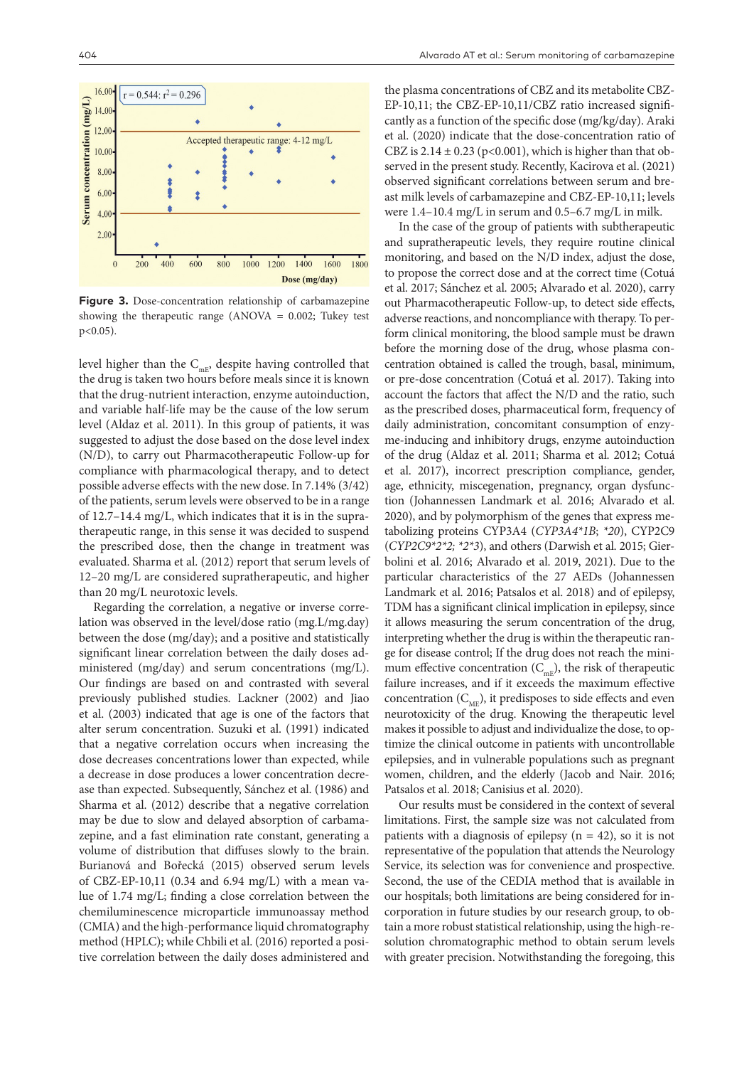Figure 3. Dose-concentration relationship of carbamazepine showing the therapeutic range (ANOVA = 0.002; Tukey test $p<0.05$).

level higher than the $C_{mE}$, despite having controlled that the drug is taken two hours before meals since it is known that the drug-nutrient interaction, enzyme autoinduction, and variable half-life may be the cause of the low serum level (Aldaz et al. 2011). In this group of patients, it was suggested to adjust the dose based on the dose level index (N/D), to carry out Pharmacotherapeutic Follow-up for compliance with pharmacological therapy, and to detect possible adverse effects with the new dose. In 7.14% (3/42) of the patients, serum levels were observed to be in a range of 12.7–14.4 mg/L, which indicates that it is in the supratherapeutic range, in this sense it was decided to suspend the prescribed dose, then the change in treatment was evaluated. Sharma et al. (2012) report that serum levels of 12–20 mg/L are considered supratherapeutic, and higher than 20 mg/L neurotoxic levels.

Regarding the correlation, a negative or inverse correlation was observed in the level/dose ratio (mg.L/mg.day) between the dose (mg/day); and a positive and statistically significant linear correlation between the daily doses administered (mg/day) and serum concentrations (mg/L). Our findings are based on and contrasted with several previously published studies. Lackner (2002) and Jiao et al. (2003) indicated that age is one of the factors that alter serum concentration. Suzuki et al. (1991) indicated that a negative correlation occurs when increasing the dose decreases concentrations lower than expected, while a decrease in dose produces a lower concentration decrease than expected. Subsequently, Sánchez et al. (1986) and Sharma et al. (2012) describe that a negative correlation may be due to slow and delayed absorption of carbamazepine, and a fast elimination rate constant, generating a volume of distribution that diffuses slowly to the brain. Burianová and Bořecká (2015) observed serum levels of CBZ-EP-10,11 (0.34 and 6.94 mg/L) with a mean value of 1.74 mg/L; finding a close correlation between the chemiluminescence microparticle immunoassay method (CMIA) and the high-performance liquid chromatography method (HPLC); while Chbili et al. (2016) reported a positive correlation between the daily doses administered and the plasma concentrations of CBZ and its metabolite CBZ-EP-10,11; the CBZ-EP-10,11/CBZ ratio increased significantly as a function of the specific dose (mg/kg/day). Araki et al. (2020) indicate that the dose-concentration ratio of CBZ is 2.14 ± 0.23 ($p<0.001$), which is higher than that observed in the present study. Recently, Kacirova et al. (2021) observed significant correlations between serum and breast milk levels of carbamazepine and CBZ-EP-10,11; levels were 1.4–10.4 mg/L in serum and 0.5–6.7 mg/L in milk.

In the case of the group of patients with subtherapeutic and supratherapeutic levels, they require routine clinical monitoring, and based on the N/D index, adjust the dose, to propose the correct dose and at the correct time (Cotuá et al. 2017; Sánchez et al. 2005; Alvarado et al. 2020), carry out Pharmacotherapeutic Follow-up, to detect side effects, adverse reactions, and noncompliance with therapy. To perform clinical monitoring, the blood sample must be drawn before the morning dose of the drug, whose plasma concentration obtained is called the trough, basal, minimum, or pre-dose concentration (Cotuá et al. 2017). Taking into account the factors that affect the N/D and the ratio, such as the prescribed doses, pharmaceutical form, frequency of daily administration, concomitant consumption of enzyme-inducing and inhibitory drugs, enzyme autoinduction of the drug (Aldaz et al. 2011; Sharma et al. 2012; Cotuá et al. 2017), incorrect prescription compliance, gender, age, ethnicity, miscegenation, pregnancy, organ dysfunction (Johannessen Landmark et al. 2016; Alvarado et al. 2020), and by polymorphism of the genes that express metabolizing proteins CYP3A4 (*CYP3A4*1B*; **20*), CYP2C9 (*CYP2C9*2*2; *2*3*), and others (Darwish et al. 2015; Gierbolini et al. 2016; Alvarado et al. 2019, 2021). Due to the particular characteristics of the 27 AEDs (Johannessen Landmark et al. 2016; Patsalos et al. 2018) and of epilepsy, TDM has a significant clinical implication in epilepsy, since it allows measuring the serum concentration of the drug, interpreting whether the drug is within the therapeutic range for disease control; If the drug does not reach the minimum effective concentration ($C_{mE}$), the risk of therapeutic failure increases, and if it exceeds the maximum effective concentration ($C_{ME}$), it predisposes to side effects and even neurotoxicity of the drug. Knowing the therapeutic level makes it possible to adjust and individualize the dose, to optimize the clinical outcome in patients with uncontrollable epilepsies, and in vulnerable populations such as pregnant women, children, and the elderly (Jacob and Nair. 2016; Patsalos et al. 2018; Canisius et al. 2020).

Our results must be considered in the context of several limitations. First, the sample size was not calculated from patients with a diagnosis of epilepsy (n = 42), so it is not representative of the population that attends the Neurology Service, its selection was for convenience and prospective. Second, the use of the CEDIA method that is available in our hospitals; both limitations are being considered for incorporation in future studies by our research group, to obtain a more robust statistical relationship, using the high-resolution chromatographic method to obtain serum levels with greater precision. Notwithstanding the foregoing, this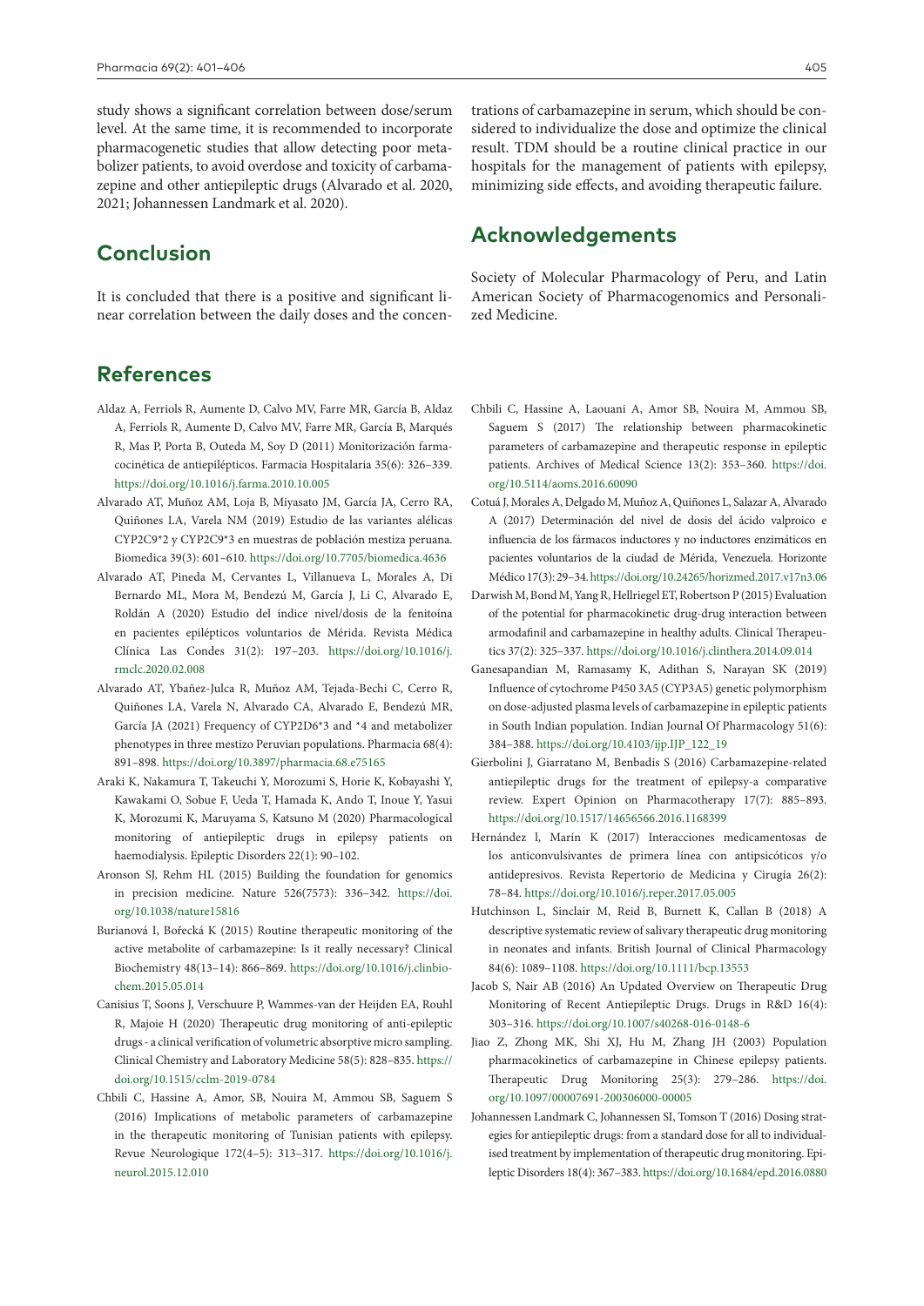study shows a significant correlation between dose/serum level. At the same time, it is recommended to incorporate pharmacogenetic studies that allow detecting poor metabolizer patients, to avoid overdose and toxicity of carbamazepine and other antiepileptic drugs (Alvarado et al. 2020, 2021; Johannessen Landmark et al. 2020).

## Conclusion

It is concluded that there is a positive and significant linear correlation between the daily doses and the concentrations of carbamazepine in serum, which should be considered to individualize the dose and optimize the clinical result. TDM should be a routine clinical practice in our hospitals for the management of patients with epilepsy, minimizing side effects, and avoiding therapeutic failure.

## Acknowledgements

Society of Molecular Pharmacology of Peru, and Latin American Society of Pharmacogenomics and Personalized Medicine.

## References

Aldaz A, Ferriols R, Aumente D, Calvo MV, Farre MR, García B, Aldaz A, Ferriols R, Aumente D, Calvo MV, Farre MR, García B, Marqués R, Mas P, Porta B, Outeda M, Soy D (2011) Monitorización farmacocinética de antiepilépticos. Farmacia Hospitalaria 35(6): 326–339. https://doi.org/10.1016/j.farma.2010.10.005

Alvarado AT, Muñoz AM, Loja B, Miyasato JM, García JA, Cerro RA, Quiñones LA, Varela NM (2019) Estudio de las variantes alélicas CYP2C9*2 y CYP2C9*3 en muestras de población mestiza peruana. Biomedica 39(3): 601–610. https://doi.org/10.7705/biomedica.4636

Alvarado AT, Pineda M, Cervantes L, Villanueva L, Morales A, Di Bernardo ML, Mora M, Bendezú M, García J, Li C, Alvarado E, Roldán A (2020) Estudio del índice nivel/dosis de la fenitoína en pacientes epilépticos voluntarios de Mérida. Revista Médica Clínica Las Condes 31(2): 197–203. https://doi.org/10.1016/j.rmclc.2020.02.008

Alvarado AT, Ybañez-Julca R, Muñoz AM, Tejada-Bechi C, Cerro R, Quiñones LA, Varela N, Alvarado CA, Alvarado E, Bendezú MR, García JA (2021) Frequency of CYP2D6*3 and *4 and metabolizer phenotypes in three mestizo Peruvian populations. Pharmacia 68(4): 891–898. https://doi.org/10.3897/pharmacia.68.e75165

Araki K, Nakamura T, Takeuchi Y, Morozumi S, Horie K, Kobayashi Y, Kawakami O, Sobue F, Ueda T, Hamada K, Ando T, Inoue Y, Yasui K, Morozumi K, Maruyama S, Katsuno M (2020) Pharmacological monitoring of antiepileptic drugs in epilepsy patients on haemodialysis. Epileptic Disorders 22(1): 90–102.

Aronson SJ, Rehm HL (2015) Building the foundation for genomics in precision medicine. Nature 526(7573): 336–342. https://doi.org/10.1038/nature15816

Burianová I, Bořecká K (2015) Routine therapeutic monitoring of the active metabolite of carbamazepine: Is it really necessary? Clinical Biochemistry 48(13–14): 866–869. https://doi.org/10.1016/j.clinbiochem.2015.05.014

Canisius T, Soons J, Verschuure P, Wammes-van der Heijden EA, Rouhl R, Majoie H (2020) Therapeutic drug monitoring of anti-epileptic drugs - a clinical verification of volumetric absorptive micro sampling. Clinical Chemistry and Laboratory Medicine 58(5): 828–835. https://doi.org/10.1515/cclm-2019-0784

Chbili C, Hassine A, Amor, SB, Nouira M, Ammou SB, Saguem S (2016) Implications of metabolic parameters of carbamazepine in the therapeutic monitoring of Tunisian patients with epilepsy. Revue Neurologique 172(4–5): 313–317. https://doi.org/10.1016/j.neurol.2015.12.010

Chbili C, Hassine A, Laouani A, Amor SB, Nouira M, Ammou SB, Saguem S (2017) The relationship between pharmacokinetic parameters of carbamazepine and therapeutic response in epileptic patients. Archives of Medical Science 13(2): 353–360. https://doi.org/10.5114/aoms.2016.60090

Cotuá J, Morales A, Delgado M, Muñoz A, Quiñones L, Salazar A, Alvarado A (2017) Determinación del nivel de dosis del ácido valproico e influencia de los fármacos inductores y no inductores enzimáticos en pacientes voluntarios de la ciudad de Mérida, Venezuela. Horizonte Médico 17(3): 29–34. https://doi.org/10.24265/horizmed.2017.v17n3.06

Darwish M, Bond M, Yang R, Hellriegel ET, Robertson P (2015) Evaluation of the potential for pharmacokinetic drug-drug interaction between armodafinil and carbamazepine in healthy adults. Clinical Therapeutics 37(2): 325–337. https://doi.org/10.1016/j.clinthera.2014.09.014

Ganesapandian M, Ramasamy K, Adithan S, Narayan SK (2019) Influence of cytochrome P450 3A5 (CYP3A5) genetic polymorphism on dose-adjusted plasma levels of carbamazepine in epileptic patients in South Indian population. Indian Journal Of Pharmacology 51(6): 384–388. https://doi.org/10.4103/ijp.IJP_122_19

Gierbolini J, Giarratano M, Benbadis S (2016) Carbamazepine-related antiepileptic drugs for the treatment of epilepsy-a comparative review. Expert Opinion on Pharmacotherapy 17(7): 885–893. https://doi.org/10.1517/14656566.2016.1168399

Hernández l, Marín K (2017) Interacciones medicamentosas de los anticonvulsivantes de primera línea con antipsicóticos y/o antidepresivos. Revista Repertorio de Medicina y Cirugía 26(2): 78–84. https://doi.org/10.1016/j.reper.2017.05.005

Hutchinson L, Sinclair M, Reid B, Burnett K, Callan B (2018) A descriptive systematic review of salivary therapeutic drug monitoring in neonates and infants. British Journal of Clinical Pharmacology 84(6): 1089–1108. https://doi.org/10.1111/bcp.13553

Jacob S, Nair AB (2016) An Updated Overview on Therapeutic Drug Monitoring of Recent Antiepileptic Drugs. Drugs in R&D 16(4): 303–316. https://doi.org/10.1007/s40268-016-0148-6

Jiao Z, Zhong MK, Shi XJ, Hu M, Zhang JH (2003) Population pharmacokinetics of carbamazepine in Chinese epilepsy patients. Therapeutic Drug Monitoring 25(3): 279–286. https://doi.org/10.1097/00007691-200306000-00005

Johannessen Landmark C, Johannessen SI, Tomson T (2016) Dosing strategies for antiepileptic drugs: from a standard dose for all to individualised treatment by implementation of therapeutic drug monitoring. Epileptic Disorders 18(4): 367–383. https://doi.org/10.1684/epd.2016.0880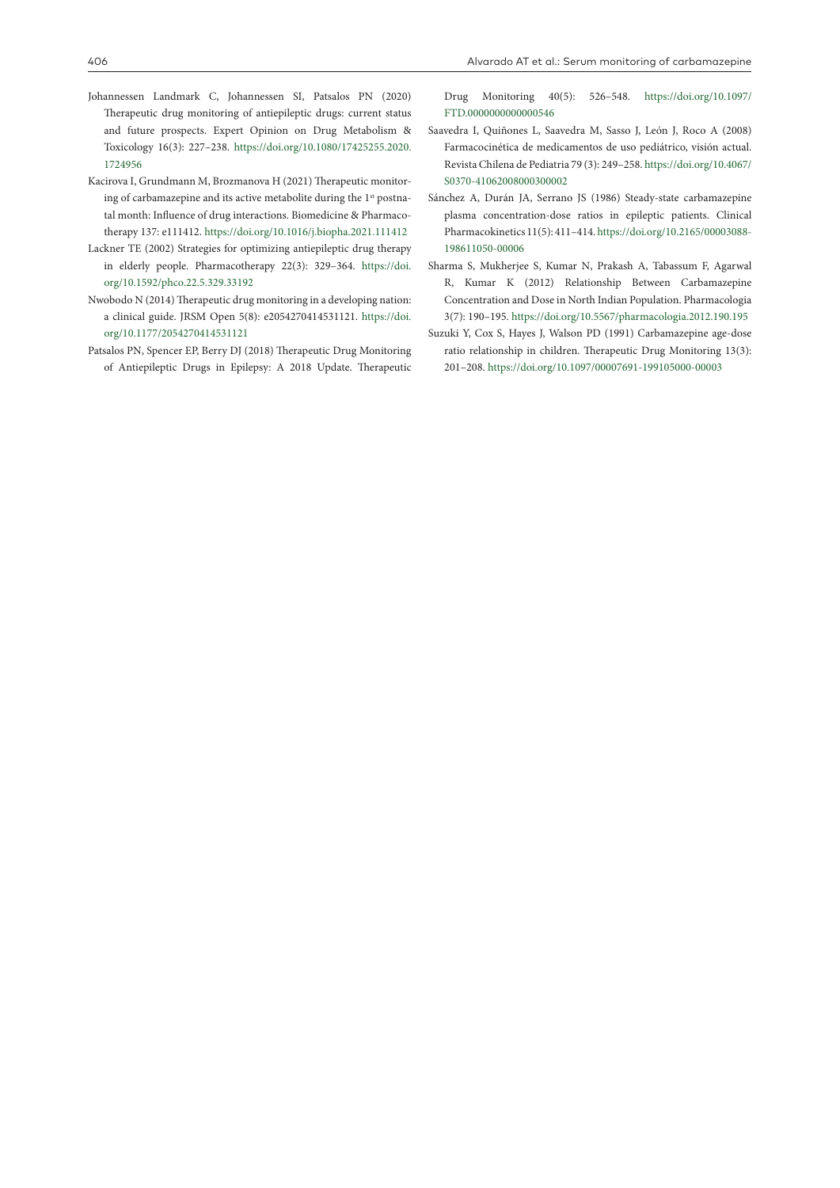Johannessen Landmark C, Johannessen SI, Patsalos PN (2020) Therapeutic drug monitoring of antiepileptic drugs: current status and future prospects. Expert Opinion on Drug Metabolism & Toxicology 16(3): 227–238. https://doi.org/10.1080/17425255.2020.1724956

Kacirova I, Grundmann M, Brozmanova H (2021) Therapeutic monitoring of carbamazepine and its active metabolite during the 1st postnatal month: Influence of drug interactions. Biomedicine & Pharmacotherapy 137: e111412. https://doi.org/10.1016/j.biopha.2021.111412

Lackner TE (2002) Strategies for optimizing antiepileptic drug therapy in elderly people. Pharmacotherapy 22(3): 329–364. https://doi.org/10.1592/phco.22.5.329.33192

Nwobodo N (2014) Therapeutic drug monitoring in a developing nation: a clinical guide. JRSM Open 5(8): e2054270414531121. https://doi.org/10.1177/2054270414531121

Patsalos PN, Spencer EP, Berry DJ (2018) Therapeutic Drug Monitoring of Antiepileptic Drugs in Epilepsy: A 2018 Update. Therapeutic Drug Monitoring 40(5): 526–548. https://doi.org/10.1097/FTD.0000000000000546

Saavedra I, Quiñones L, Saavedra M, Sasso J, León J, Roco A (2008) Farmacocinética de medicamentos de uso pediátrico, visión actual. Revista Chilena de Pediatria 79 (3): 249–258. https://doi.org/10.4067/S0370-41062008000300002

Sánchez A, Durán JA, Serrano JS (1986) Steady-state carbamazepine plasma concentration-dose ratios in epileptic patients. Clinical Pharmacokinetics 11(5): 411–414. https://doi.org/10.2165/00003088-198611050-00006

Sharma S, Mukherjee S, Kumar N, Prakash A, Tabassum F, Agarwal R, Kumar K (2012) Relationship Between Carbamazepine Concentration and Dose in North Indian Population. Pharmacologia 3(7): 190–195. https://doi.org/10.5567/pharmacologia.2012.190.195

Suzuki Y, Cox S, Hayes J, Walson PD (1991) Carbamazepine age-dose ratio relationship in children. Therapeutic Drug Monitoring 13(3): 201–208. https://doi.org/10.1097/00007691-199105000-00003